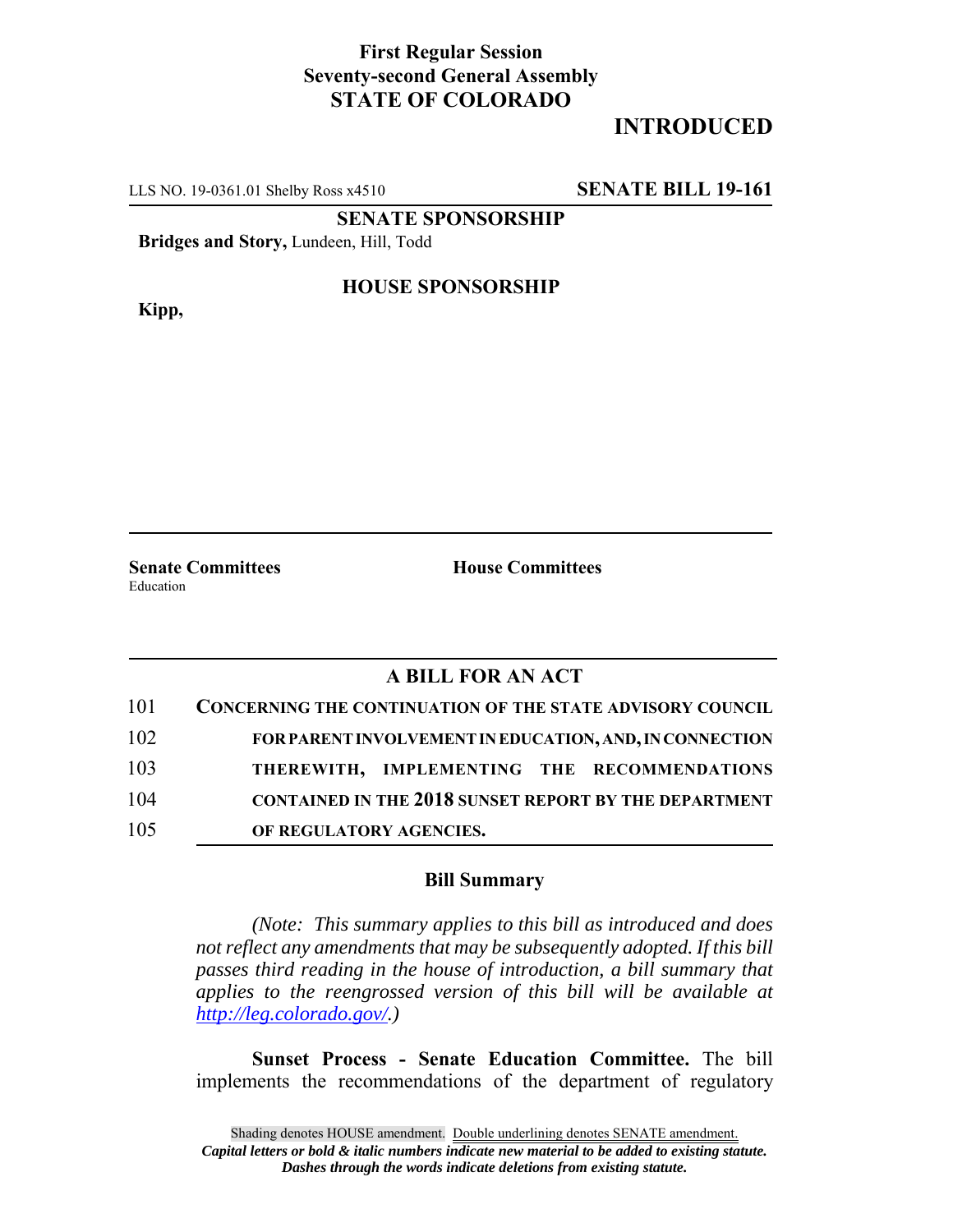**First Regular Session**
**Seventy-second General Assembly**
**STATE OF COLORADO**

**INTRODUCED**

LLS NO. 19-0361.01 Shelby Ross x4510 **SENATE BILL 19-161**

**SENATE SPONSORSHIP**

**Bridges and Story,** Lundeen, Hill, Todd

**HOUSE SPONSORSHIP**

**Kipp,**

**Senate Committees**
Education

**House Committees**

## A BILL FOR AN ACT

101 **CONCERNING THE CONTINUATION OF THE STATE ADVISORY COUNCIL**
102 **FOR PARENT INVOLVEMENT IN EDUCATION, AND, IN CONNECTION**
103 **THEREWITH, IMPLEMENTING THE RECOMMENDATIONS**
104 **CONTAINED IN THE 2018 SUNSET REPORT BY THE DEPARTMENT**
105 **OF REGULATORY AGENCIES.**

### Bill Summary

*(Note: This summary applies to this bill as introduced and does not reflect any amendments that may be subsequently adopted. If this bill passes third reading in the house of introduction, a bill summary that applies to the reengrossed version of this bill will be available at http://leg.colorado.gov/.)*

**Sunset Process - Senate Education Committee.** The bill implements the recommendations of the department of regulatory

Shading denotes HOUSE amendment. Double underlining denotes SENATE amendment.
***Capital letters or bold & italic numbers indicate new material to be added to existing statute.***
***Dashes through the words indicate deletions from existing statute.***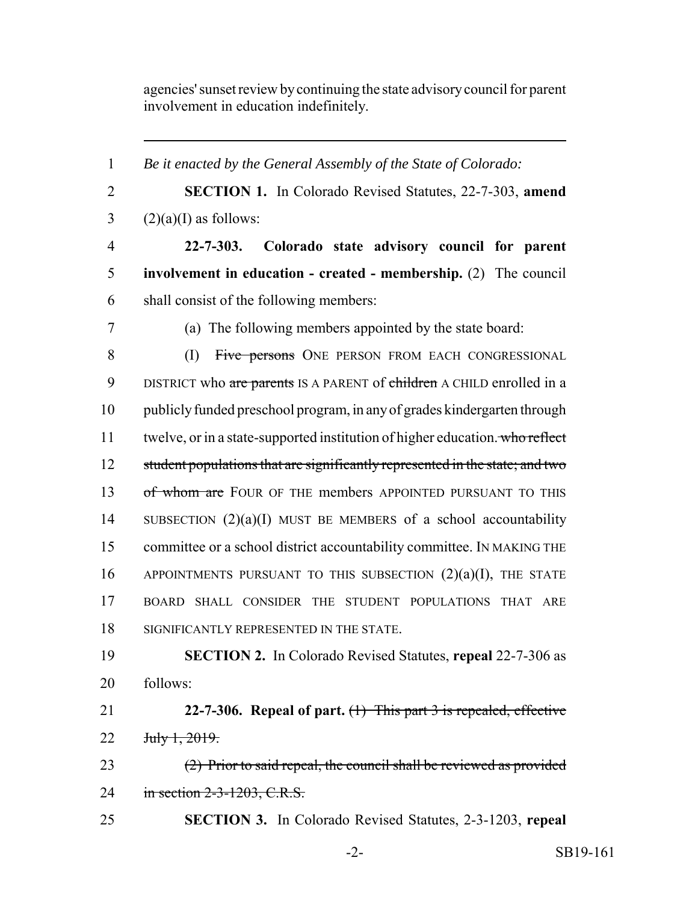agencies' sunset review by continuing the state advisory council for parent involvement in education indefinitely.

---

*Be it enacted by the General Assembly of the State of Colorado:*

**SECTION 1.** In Colorado Revised Statutes, 22-7-303, **amend** (2)(a)(I) as follows:

**22-7-303. Colorado state advisory council for parent involvement in education - created - membership.** (2) The council shall consist of the following members:

(a) The following members appointed by the state board:

(I) ~~Five persons~~ ONE PERSON FROM EACH CONGRESSIONAL DISTRICT who ~~are parents~~ IS A PARENT of ~~children~~ A CHILD enrolled in a publicly funded preschool program, in any of grades kindergarten through twelve, or in a state-supported institution of higher education. ~~who reflect student populations that are significantly represented in the state; and two of whom are~~ FOUR OF THE members APPOINTED PURSUANT TO THIS SUBSECTION (2)(a)(I) MUST BE MEMBERS of a school accountability committee or a school district accountability committee. IN MAKING THE APPOINTMENTS PURSUANT TO THIS SUBSECTION (2)(a)(I), THE STATE BOARD SHALL CONSIDER THE STUDENT POPULATIONS THAT ARE SIGNIFICANTLY REPRESENTED IN THE STATE.

**SECTION 2.** In Colorado Revised Statutes, **repeal** 22-7-306 as follows:

**22-7-306. Repeal of part.** ~~(1) This part 3 is repealed, effective July 1, 2019.~~

~~(2) Prior to said repeal, the council shall be reviewed as provided in section 2-3-1203, C.R.S.~~

**SECTION 3.** In Colorado Revised Statutes, 2-3-1203, **repeal**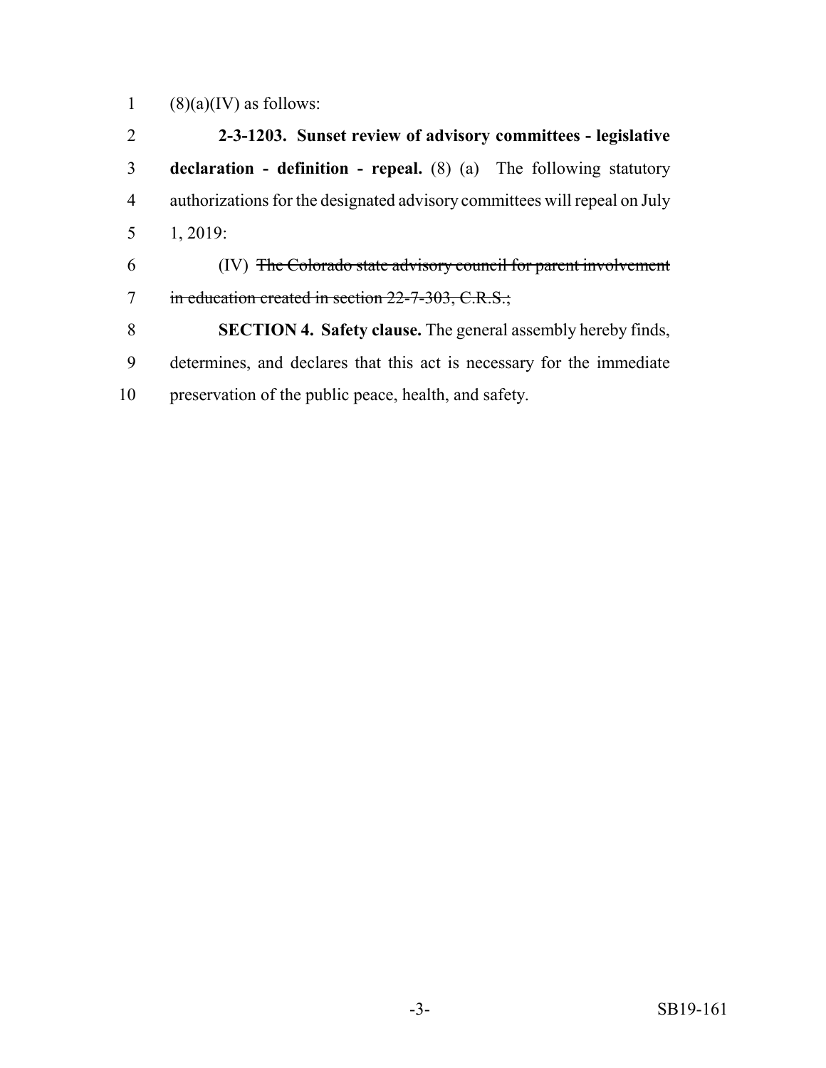(8)(a)(IV) as follows:

**2-3-1203. Sunset review of advisory committees - legislative declaration - definition - repeal.** (8) (a) The following statutory authorizations for the designated advisory committees will repeal on July 1, 2019:

(IV) ~~The Colorado state advisory council for parent involvement in education created in section 22-7-303, C.R.S.;~~

**SECTION 4. Safety clause.** The general assembly hereby finds, determines, and declares that this act is necessary for the immediate preservation of the public peace, health, and safety.